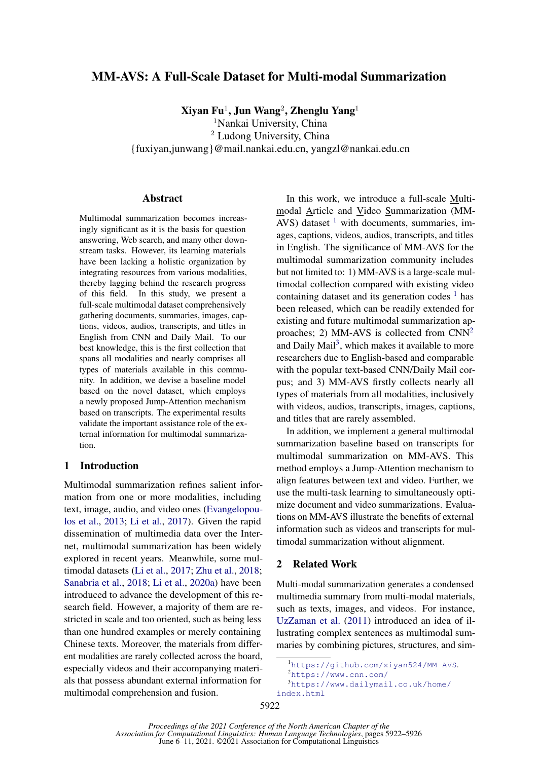# MM-AVS: A Full-Scale Dataset for Multi-modal Summarization

**Xiyan Fu**[1], **Jun Wang**[2], **Zhenglu Yang**[1]

[1]Nankai University, China

[2] Ludong University, China

{fuxiyan,junwang}@mail.nankai.edu.cn, yangzl@nankai.edu.cn

## Abstract

Multimodal summarization becomes increasingly significant as it is the basis for question answering, Web search, and many other downstream tasks. However, its learning materials have been lacking a holistic organization by integrating resources from various modalities, thereby lagging behind the research progress of this field. In this study, we present a full-scale multimodal dataset comprehensively gathering documents, summaries, images, captions, videos, audios, transcripts, and titles in English from CNN and Daily Mail. To our best knowledge, this is the first collection that spans all modalities and nearly comprises all types of materials available in this community. In addition, we devise a baseline model based on the novel dataset, which employs a newly proposed Jump-Attention mechanism based on transcripts. The experimental results validate the important assistance role of the external information for multimodal summarization.

## 1 Introduction

Multimodal summarization refines salient information from one or more modalities, including text, image, audio, and video ones (Evangelopoulos et al., 2013; Li et al., 2017). Given the rapid dissemination of multimedia data over the Internet, multimodal summarization has been widely explored in recent years. Meanwhile, some multimodal datasets (Li et al., 2017; Zhu et al., 2018; Sanabria et al., 2018; Li et al., 2020a) have been introduced to advance the development of this research field. However, a majority of them are restricted in scale and too oriented, such as being less than one hundred examples or merely containing Chinese texts. Moreover, the materials from different modalities are rarely collected across the board, especially videos and their accompanying materials that possess abundant external information for multimodal comprehension and fusion.

In this work, we introduce a full-scale Multi-modal Article and Video Summarization (MM-AVS) dataset [1] with documents, summaries, images, captions, videos, audios, transcripts, and titles in English. The significance of MM-AVS for the multimodal summarization community includes but not limited to: 1) MM-AVS is a large-scale multimodal collection compared with existing video containing dataset and its generation codes [1] has been released, which can be readily extended for existing and future multimodal summarization approaches; 2) MM-AVS is collected from CNN[2] and Daily Mail[3], which makes it available to more researchers due to English-based and comparable with the popular text-based CNN/Daily Mail corpus; and 3) MM-AVS firstly collects nearly all types of materials from all modalities, inclusively with videos, audios, transcripts, images, captions, and titles that are rarely assembled.

In addition, we implement a general multimodal summarization baseline based on transcripts for multimodal summarization on MM-AVS. This method employs a Jump-Attention mechanism to align features between text and video. Further, we use the multi-task learning to simultaneously optimize document and video summarizations. Evaluations on MM-AVS illustrate the benefits of external information such as videos and transcripts for multimodal summarization without alignment.

## 2 Related Work

Multi-modal summarization generates a condensed multimedia summary from multi-modal materials, such as texts, images, and videos. For instance, UzZaman et al. (2011) introduced an idea of illustrating complex sentences as multimodal summaries by combining pictures, structures, and sim-

[1]https://github.com/xiyan524/MM-AVS.

[2]https://www.cnn.com/

[3]https://www.dailymail.co.uk/home/index.html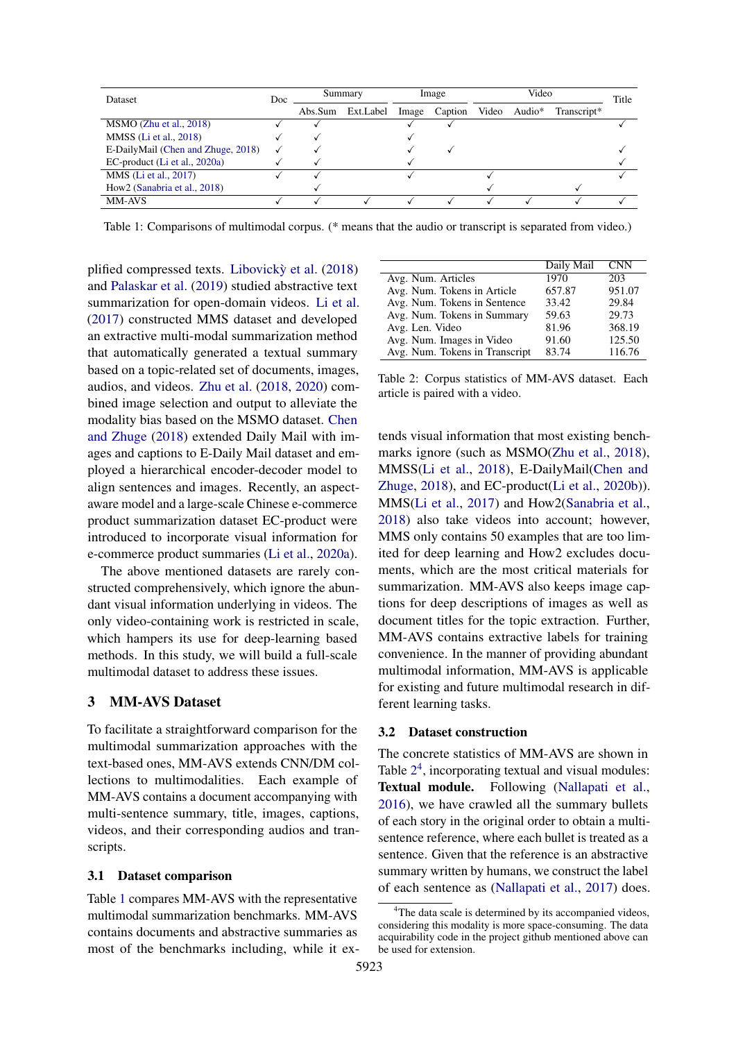| Dataset | Doc | Summary | | Image | | Video | | | Title |
|---|---|---|---|---|---|---|---|---|---|
| | | Abs.Sum | Ext.Label | Image | Caption | Video | Audio* | Transcript* | |
| MSMO (Zhu et al., 2018) | ✓ | ✓ | | ✓ | ✓ | | | | ✓ |
| MMSS (Li et al., 2018) | ✓ | ✓ | | ✓ | | | | | |
| E-DailyMail (Chen and Zhuge, 2018) | ✓ | ✓ | | ✓ | ✓ | | | | ✓ |
| EC-product (Li et al., 2020a) | ✓ | ✓ | | ✓ | | | | | ✓ |
| MMS (Li et al., 2017) | ✓ | ✓ | | ✓ | | ✓ | | | ✓ |
| How2 (Sanabria et al., 2018) | | ✓ | | | | ✓ | | ✓ | |
| MM-AVS | ✓ | ✓ | ✓ | ✓ | ✓ | ✓ | ✓ | ✓ | ✓ |

Table 1: Comparisons of multimodal corpus. (* means that the audio or transcript is separated from video.)

plified compressed texts. Libovickỳ et al. (2018) and Palaskar et al. (2019) studied abstractive text summarization for open-domain videos. Li et al. (2017) constructed MMS dataset and developed an extractive multi-modal summarization method that automatically generated a textual summary based on a topic-related set of documents, images, audios, and videos. Zhu et al. (2018, 2020) combined image selection and output to alleviate the modality bias based on the MSMO dataset. Chen and Zhuge (2018) extended Daily Mail with images and captions to E-Daily Mail dataset and employed a hierarchical encoder-decoder model to align sentences and images. Recently, an aspect-aware model and a large-scale Chinese e-commerce product summarization dataset EC-product were introduced to incorporate visual information for e-commerce product summaries (Li et al., 2020a).

The above mentioned datasets are rarely constructed comprehensively, which ignore the abundant visual information underlying in videos. The only video-containing work is restricted in scale, which hampers its use for deep-learning based methods. In this study, we will build a full-scale multimodal dataset to address these issues.

## 3 MM-AVS Dataset

To facilitate a straightforward comparison for the multimodal summarization approaches with the text-based ones, MM-AVS extends CNN/DM collections to multimodalities. Each example of MM-AVS contains a document accompanying with multi-sentence summary, title, images, captions, videos, and their corresponding audios and transcripts.

### 3.1 Dataset comparison

Table 1 compares MM-AVS with the representative multimodal summarization benchmarks. MM-AVS contains documents and abstractive summaries as most of the benchmarks including, while it extends visual information that most existing benchmarks ignore (such as MSMO(Zhu et al., 2018), MMSS(Li et al., 2018), E-DailyMail(Chen and Zhuge, 2018), and EC-product(Li et al., 2020b)). MMS(Li et al., 2017) and How2(Sanabria et al., 2018) also take videos into account; however, MMS only contains 50 examples that are too limited for deep learning and How2 excludes documents, which are the most critical materials for summarization. MM-AVS also keeps image captions for deep descriptions of images as well as document titles for the topic extraction. Further, MM-AVS contains extractive labels for training convenience. In the manner of providing abundant multimodal information, MM-AVS is applicable for existing and future multimodal research in different learning tasks.

| | Daily Mail | CNN |
|---|---|---|
| Avg. Num. Articles | 1970 | 203 |
| Avg. Num. Tokens in Article | 657.87 | 951.07 |
| Avg. Num. Tokens in Sentence | 33.42 | 29.84 |
| Avg. Num. Tokens in Summary | 59.63 | 29.73 |
| Avg. Len. Video | 81.96 | 368.19 |
| Avg. Num. Images in Video | 91.60 | 125.50 |
| Avg. Num. Tokens in Transcript | 83.74 | 116.76 |

Table 2: Corpus statistics of MM-AVS dataset. Each article is paired with a video.

### 3.2 Dataset construction

The concrete statistics of MM-AVS are shown in Table 2[4], incorporating textual and visual modules:

**Textual module.** Following (Nallapati et al., 2016), we have crawled all the summary bullets of each story in the original order to obtain a multi-sentence reference, where each bullet is treated as a sentence. Given that the reference is an abstractive summary written by humans, we construct the label of each sentence as (Nallapati et al., 2017) does.

[4]The data scale is determined by its accompanied videos, considering this modality is more space-consuming. The data acquirability code in the project github mentioned above can be used for extension.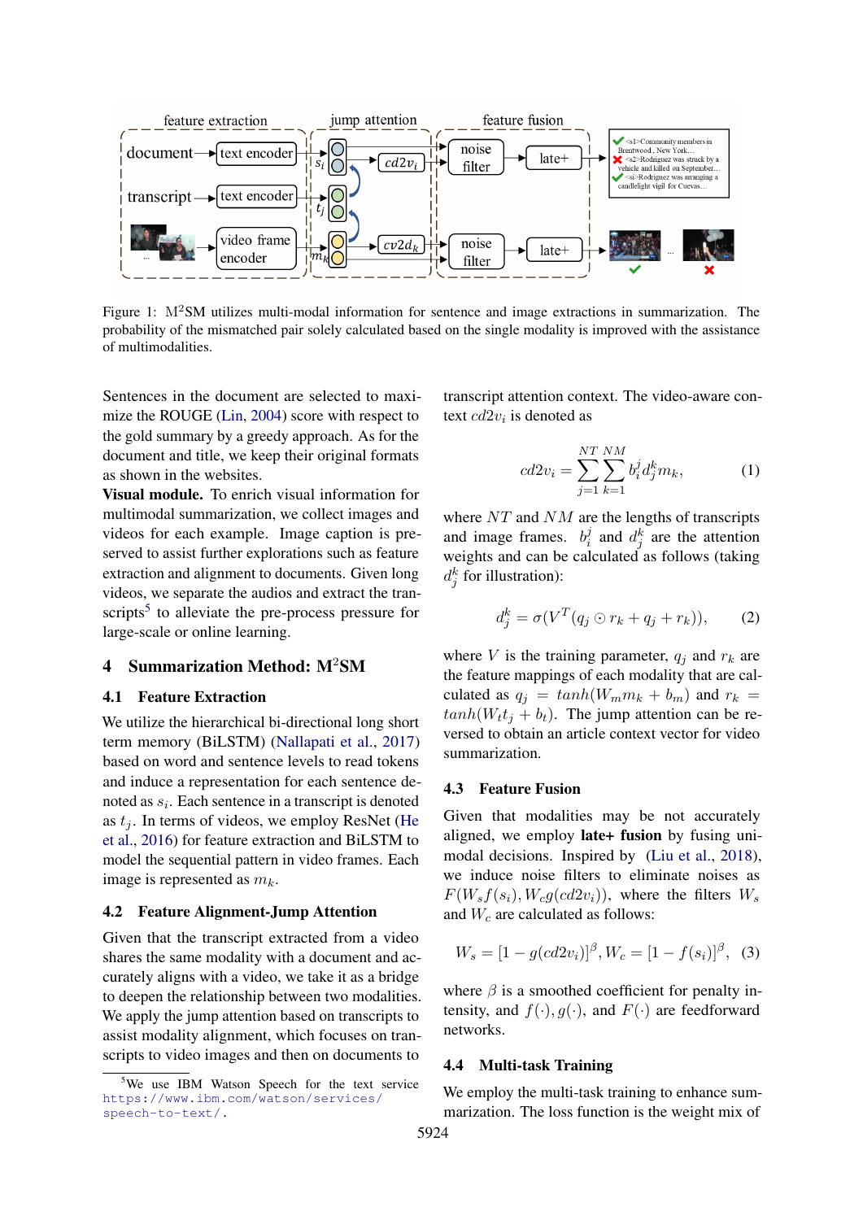Figure 1: M$^2$SM utilizes multi-modal information for sentence and image extractions in summarization. The probability of the mismatched pair solely calculated based on the single modality is improved with the assistance of multimodalities.

Sentences in the document are selected to maximize the ROUGE (Lin, 2004) score with respect to the gold summary by a greedy approach. As for the document and title, we keep their original formats as shown in the websites.

**Visual module.** To enrich visual information for multimodal summarization, we collect images and videos for each example. Image caption is preserved to assist further explorations such as feature extraction and alignment to documents. Given long videos, we separate the audios and extract the transcripts[5] to alleviate the pre-process pressure for large-scale or online learning.

## 4 Summarization Method: M$^2$SM

### 4.1 Feature Extraction

We utilize the hierarchical bi-directional long short term memory (BiLSTM) (Nallapati et al., 2017) based on word and sentence levels to read tokens and induce a representation for each sentence denoted as $s_i$. Each sentence in a transcript is denoted as $t_j$. In terms of videos, we employ ResNet (He et al., 2016) for feature extraction and BiLSTM to model the sequential pattern in video frames. Each image is represented as $m_k$.

### 4.2 Feature Alignment-Jump Attention

Given that the transcript extracted from a video shares the same modality with a document and accurately aligns with a video, we take it as a bridge to deepen the relationship between two modalities. We apply the jump attention based on transcripts to assist modality alignment, which focuses on transcripts to video images and then on documents to transcript attention context. The video-aware context $cd2v_i$ is denoted as

$$cd2v_i = \sum_{j=1}^{NT} \sum_{k=1}^{NM} b_i^j d_j^k m_k, \tag{1}$$

where $NT$ and $NM$ are the lengths of transcripts and image frames. $b_i^j$ and $d_j^k$ are the attention weights and can be calculated as follows (taking $d_j^k$ for illustration):

$$d_j^k = \sigma(V^T(q_j \odot r_k + q_j + r_k)), \tag{2}$$

where $V$ is the training parameter, $q_j$ and $r_k$ are the feature mappings of each modality that are calculated as $q_j = tanh(W_m m_k + b_m)$ and $r_k = tanh(W_t t_j + b_t)$. The jump attention can be reversed to obtain an article context vector for video summarization.

### 4.3 Feature Fusion

Given that modalities may be not accurately aligned, we employ **late+ fusion** by fusing unimodal decisions. Inspired by (Liu et al., 2018), we induce noise filters to eliminate noises as $F(W_s f(s_i), W_c g(cd2v_i))$, where the filters $W_s$ and $W_c$ are calculated as follows:

$$W_s = [1 - g(cd2v_i)]^\beta, W_c = [1 - f(s_i)]^\beta, \tag{3}$$

where $\beta$ is a smoothed coefficient for penalty intensity, and $f(\cdot), g(\cdot)$, and $F(\cdot)$ are feedforward networks.

### 4.4 Multi-task Training

We employ the multi-task training to enhance summarization. The loss function is the weight mix of

[5] We use IBM Watson Speech for the text service https://www.ibm.com/watson/services/speech-to-text/.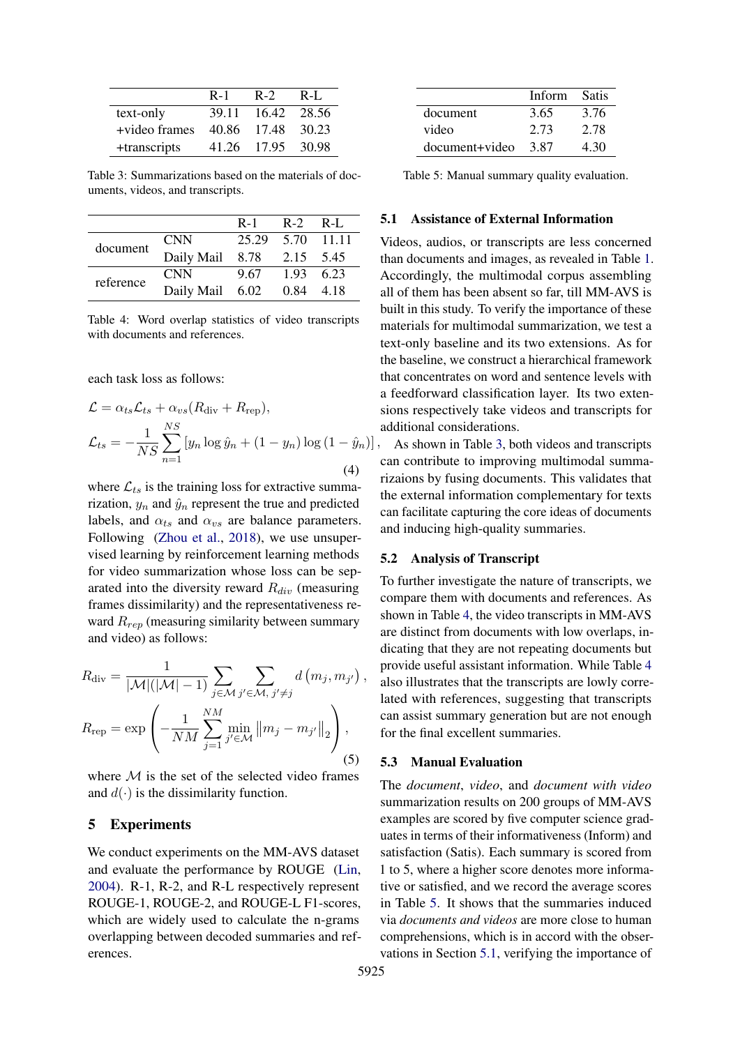|  | R-1 | R-2 | R-L |
|---|---|---|---|
| text-only | 39.11 | 16.42 | 28.56 |
| +video frames | 40.86 | 17.48 | 30.23 |
| +transcripts | 41.26 | 17.95 | 30.98 |

Table 3: Summarizations based on the materials of documents, videos, and transcripts.

|  |  | R-1 | R-2 | R-L |
|---|---|---|---|---|
| document | CNN | 25.29 | 5.70 | 11.11 |
|  | Daily Mail | 8.78 | 2.15 | 5.45 |
| reference | CNN | 9.67 | 1.93 | 6.23 |
|  | Daily Mail | 6.02 | 0.84 | 4.18 |

Table 4: Word overlap statistics of video transcripts with documents and references.

each task loss as follows:

$$\mathcal{L} = \alpha_{ts}\mathcal{L}_{ts} + \alpha_{vs}(R_{\text{div}} + R_{\text{rep}}),$$
$$\mathcal{L}_{ts} = -\frac{1}{NS}\sum_{n=1}^{NS}\left[y_n \log \hat{y}_n + (1-y_n)\log(1-\hat{y}_n)\right], \tag{4}$$

where $\mathcal{L}_{ts}$ is the training loss for extractive summarization, $y_n$ and $\hat{y}_n$ represent the true and predicted labels, and $\alpha_{ts}$ and $\alpha_{vs}$ are balance parameters. Following (Zhou et al., 2018), we use unsupervised learning by reinforcement learning methods for video summarization whose loss can be separated into the diversity reward $R_{div}$ (measuring frames dissimilarity) and the representativeness reward $R_{rep}$ (measuring similarity between summary and video) as follows:

$$R_{\text{div}} = \frac{1}{|\mathcal{M}|(|\mathcal{M}|-1)}\sum_{j\in\mathcal{M}}\sum_{j'\in\mathcal{M},\, j'\neq j} d\left(m_j, m_{j'}\right),$$
$$R_{\text{rep}} = \exp\left(-\frac{1}{NM}\sum_{j=1}^{NM}\min_{j'\in\mathcal{M}}\left\|m_j - m_{j'}\right\|_2\right), \tag{5}$$

where $\mathcal{M}$ is the set of the selected video frames and $d(\cdot)$ is the dissimilarity function.

## 5 Experiments

We conduct experiments on the MM-AVS dataset and evaluate the performance by ROUGE (Lin, 2004). R-1, R-2, and R-L respectively represent ROUGE-1, ROUGE-2, and ROUGE-L F1-scores, which are widely used to calculate the n-grams overlapping between decoded summaries and references.

|  | Inform | Satis |
|---|---|---|
| document | 3.65 | 3.76 |
| video | 2.73 | 2.78 |
| document+video | 3.87 | 4.30 |

Table 5: Manual summary quality evaluation.

### 5.1 Assistance of External Information

Videos, audios, or transcripts are less concerned than documents and images, as revealed in Table 1. Accordingly, the multimodal corpus assembling all of them has been absent so far, till MM-AVS is built in this study. To verify the importance of these materials for multimodal summarization, we test a text-only baseline and its two extensions. As for the baseline, we construct a hierarchical framework that concentrates on word and sentence levels with a feedforward classification layer. Its two extensions respectively take videos and transcripts for additional considerations.

As shown in Table 3, both videos and transcripts can contribute to improving multimodal summarizaions by fusing documents. This validates that the external information complementary for texts can facilitate capturing the core ideas of documents and inducing high-quality summaries.

### 5.2 Analysis of Transcript

To further investigate the nature of transcripts, we compare them with documents and references. As shown in Table 4, the video transcripts in MM-AVS are distinct from documents with low overlaps, indicating that they are not repeating documents but provide useful assistant information. While Table 4 also illustrates that the transcripts are lowly correlated with references, suggesting that transcripts can assist summary generation but are not enough for the final excellent summaries.

### 5.3 Manual Evaluation

The *document*, *video*, and *document with video* summarization results on 200 groups of MM-AVS examples are scored by five computer science graduates in terms of their informativeness (Inform) and satisfaction (Satis). Each summary is scored from 1 to 5, where a higher score denotes more informative or satisfied, and we record the average scores in Table 5. It shows that the summaries induced via *documents and videos* are more close to human comprehensions, which is in accord with the observations in Section 5.1, verifying the importance of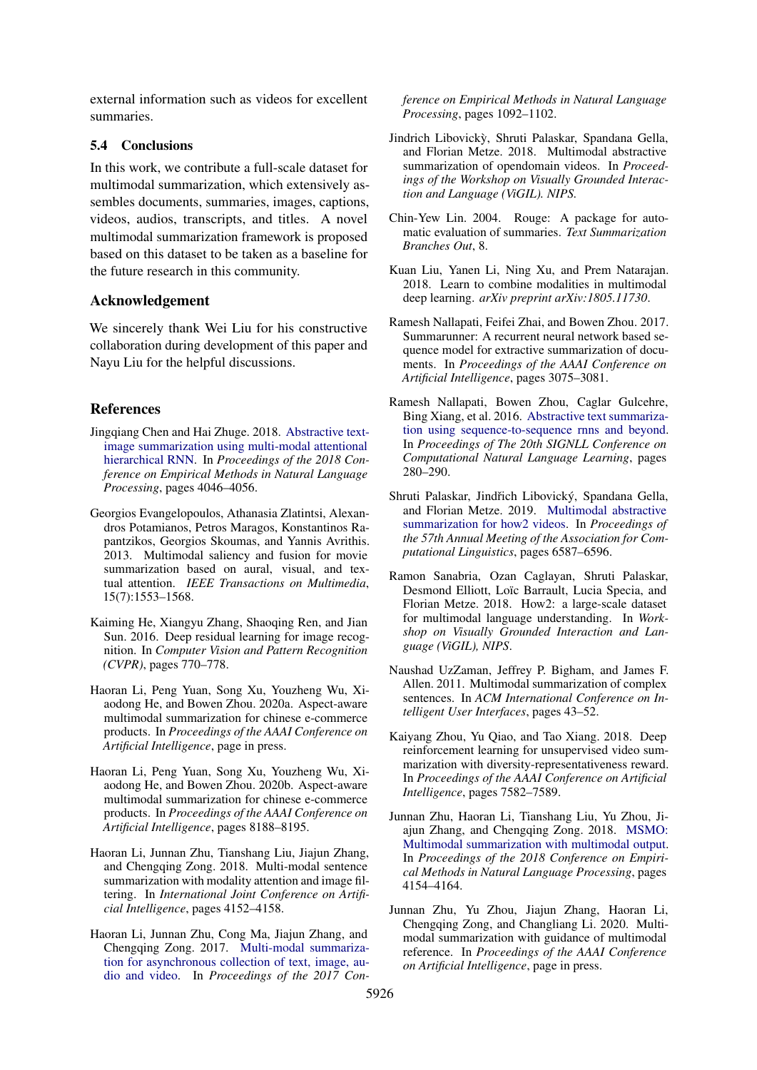external information such as videos for excellent summaries.

### 5.4 Conclusions

In this work, we contribute a full-scale dataset for multimodal summarization, which extensively assembles documents, summaries, images, captions, videos, audios, transcripts, and titles. A novel multimodal summarization framework is proposed based on this dataset to be taken as a baseline for the future research in this community.

## Acknowledgement

We sincerely thank Wei Liu for his constructive collaboration during development of this paper and Nayu Liu for the helpful discussions.

## References

Jingqiang Chen and Hai Zhuge. 2018. Abstractive text-image summarization using multi-modal attentional hierarchical RNN. In *Proceedings of the 2018 Conference on Empirical Methods in Natural Language Processing*, pages 4046–4056.

Georgios Evangelopoulos, Athanasia Zlatintsi, Alexandros Potamianos, Petros Maragos, Konstantinos Rapantzikos, Georgios Skoumas, and Yannis Avrithis. 2013. Multimodal saliency and fusion for movie summarization based on aural, visual, and textual attention. *IEEE Transactions on Multimedia*, 15(7):1553–1568.

Kaiming He, Xiangyu Zhang, Shaoqing Ren, and Jian Sun. 2016. Deep residual learning for image recognition. In *Computer Vision and Pattern Recognition (CVPR)*, pages 770–778.

Haoran Li, Peng Yuan, Song Xu, Youzheng Wu, Xiaodong He, and Bowen Zhou. 2020a. Aspect-aware multimodal summarization for chinese e-commerce products. In *Proceedings of the AAAI Conference on Artificial Intelligence*, page in press.

Haoran Li, Peng Yuan, Song Xu, Youzheng Wu, Xiaodong He, and Bowen Zhou. 2020b. Aspect-aware multimodal summarization for chinese e-commerce products. In *Proceedings of the AAAI Conference on Artificial Intelligence*, pages 8188–8195.

Haoran Li, Junnan Zhu, Tianshang Liu, Jiajun Zhang, and Chengqing Zong. 2018. Multi-modal sentence summarization with modality attention and image filtering. In *International Joint Conference on Artificial Intelligence*, pages 4152–4158.

Haoran Li, Junnan Zhu, Cong Ma, Jiajun Zhang, and Chengqing Zong. 2017. Multi-modal summarization for asynchronous collection of text, image, audio and video. In *Proceedings of the 2017 Conference on Empirical Methods in Natural Language Processing*, pages 1092–1102.

Jindrich Libovickỳ, Shruti Palaskar, Spandana Gella, and Florian Metze. 2018. Multimodal abstractive summarization of opendomain videos. In *Proceedings of the Workshop on Visually Grounded Interaction and Language (ViGIL). NIPS*.

Chin-Yew Lin. 2004. Rouge: A package for automatic evaluation of summaries. *Text Summarization Branches Out*, 8.

Kuan Liu, Yanen Li, Ning Xu, and Prem Natarajan. 2018. Learn to combine modalities in multimodal deep learning. *arXiv preprint arXiv:1805.11730*.

Ramesh Nallapati, Feifei Zhai, and Bowen Zhou. 2017. Summarunner: A recurrent neural network based sequence model for extractive summarization of documents. In *Proceedings of the AAAI Conference on Artificial Intelligence*, pages 3075–3081.

Ramesh Nallapati, Bowen Zhou, Caglar Gulcehre, Bing Xiang, et al. 2016. Abstractive text summarization using sequence-to-sequence rnns and beyond. In *Proceedings of The 20th SIGNLL Conference on Computational Natural Language Learning*, pages 280–290.

Shruti Palaskar, Jindřich Libovický, Spandana Gella, and Florian Metze. 2019. Multimodal abstractive summarization for how2 videos. In *Proceedings of the 57th Annual Meeting of the Association for Computational Linguistics*, pages 6587–6596.

Ramon Sanabria, Ozan Caglayan, Shruti Palaskar, Desmond Elliott, Loïc Barrault, Lucia Specia, and Florian Metze. 2018. How2: a large-scale dataset for multimodal language understanding. In *Workshop on Visually Grounded Interaction and Language (ViGIL), NIPS*.

Naushad UzZaman, Jeffrey P. Bigham, and James F. Allen. 2011. Multimodal summarization of complex sentences. In *ACM International Conference on Intelligent User Interfaces*, pages 43–52.

Kaiyang Zhou, Yu Qiao, and Tao Xiang. 2018. Deep reinforcement learning for unsupervised video summarization with diversity-representativeness reward. In *Proceedings of the AAAI Conference on Artificial Intelligence*, pages 7582–7589.

Junnan Zhu, Haoran Li, Tianshang Liu, Yu Zhou, Jiajun Zhang, and Chengqing Zong. 2018. MSMO: Multimodal summarization with multimodal output. In *Proceedings of the 2018 Conference on Empirical Methods in Natural Language Processing*, pages 4154–4164.

Junnan Zhu, Yu Zhou, Jiajun Zhang, Haoran Li, Chengqing Zong, and Changliang Li. 2020. Multimodal summarization with guidance of multimodal reference. In *Proceedings of the AAAI Conference on Artificial Intelligence*, page in press.